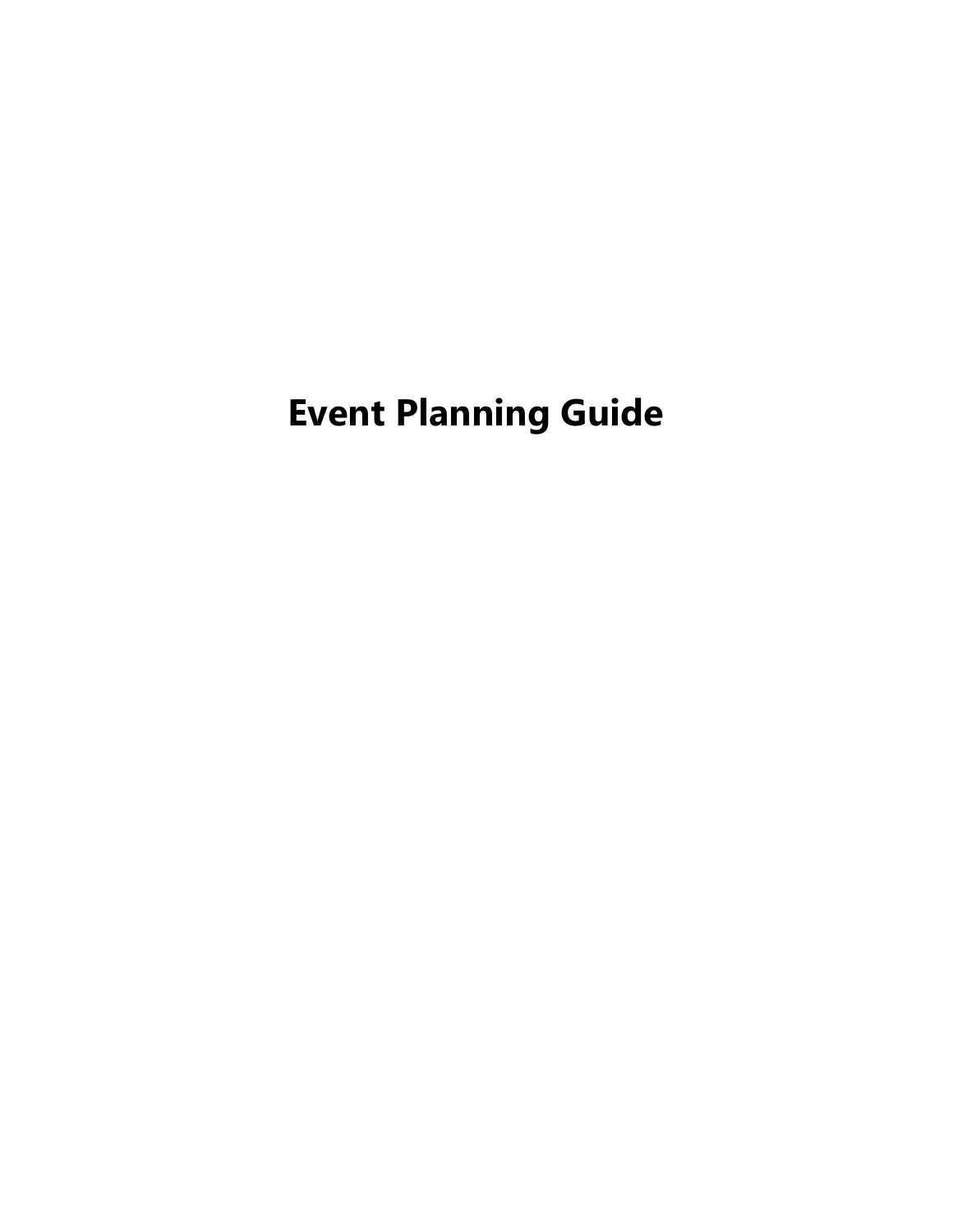# Event Planning Guide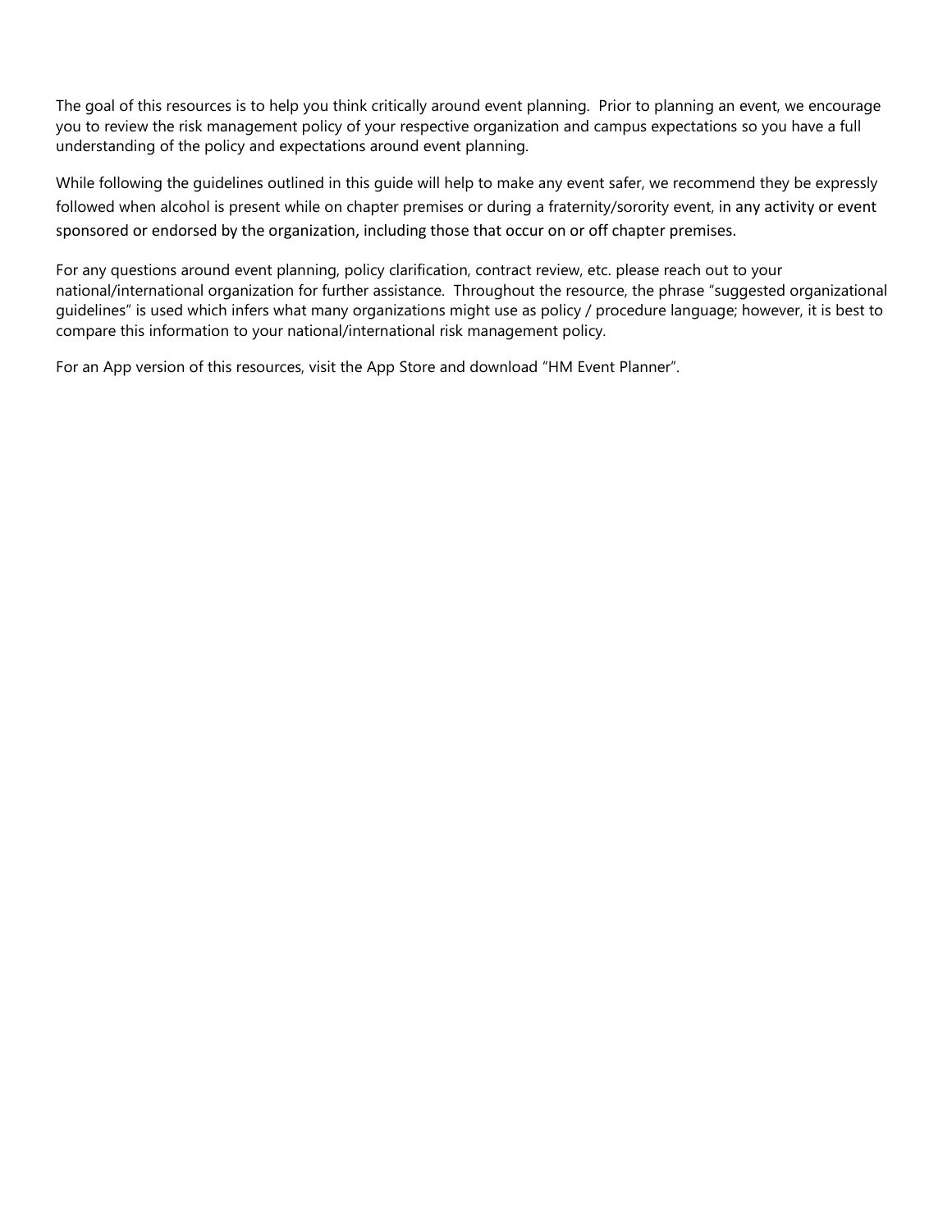The goal of this resources is to help you think critically around event planning. Prior to planning an event, we encourage you to review the risk management policy of your respective organization and campus expectations so you have a full understanding of the policy and expectations around event planning.

While following the guidelines outlined in this guide will help to make any event safer, we recommend they be expressly followed when alcohol is present while on chapter premises or during a fraternity/sorority event, in any activity or event sponsored or endorsed by the organization, including those that occur on or off chapter premises.

For any questions around event planning, policy clarification, contract review, etc. please reach out to your national/international organization for further assistance. Throughout the resource, the phrase "suggested organizational guidelines" is used which infers what many organizations might use as policy / procedure language; however, it is best to compare this information to your national/international risk management policy.

For an App version of this resources, visit the App Store and download "HM Event Planner".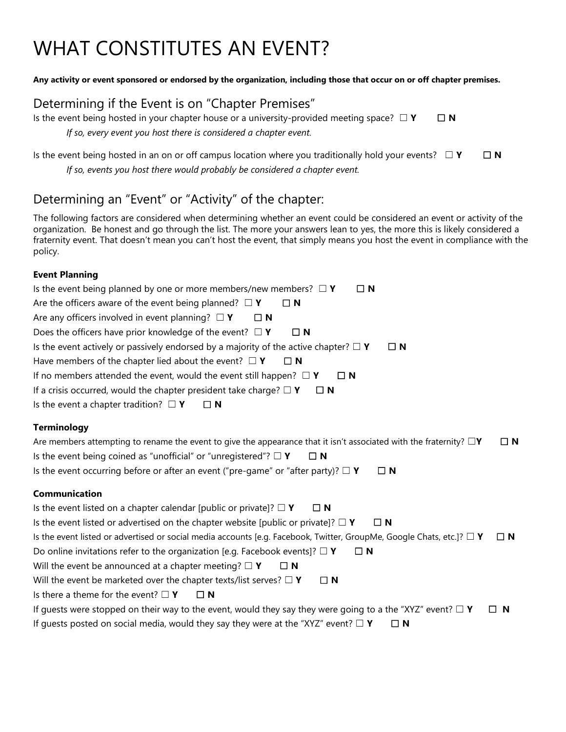# WHAT CONSTITUTES AN EVENT?

**Any activity or event sponsored or endorsed by the organization, including those that occur on or off chapter premises.**

## Determining if the Event is on "Chapter Premises"

Is the event being hosted in your chapter house or a university-provided meeting space? ☐ **Y** ☐ **N**

*If so, every event you host there is considered a chapter event.*

Is the event being hosted in an on or off campus location where you traditionally hold your events? ☐ **Y** ☐ **N**

*If so, events you host there would probably be considered a chapter event.*

## Determining an "Event" or "Activity" of the chapter:

The following factors are considered when determining whether an event could be considered an event or activity of the organization. Be honest and go through the list. The more your answers lean to yes, the more this is likely considered a fraternity event. That doesn't mean you can't host the event, that simply means you host the event in compliance with the policy.

### Event Planning

Is the event being planned by one or more members/new members? ☐ **Y** ☐ **N**
Are the officers aware of the event being planned? ☐ **Y** ☐ **N**
Are any officers involved in event planning? ☐ **Y** ☐ **N**
Does the officers have prior knowledge of the event? ☐ **Y** ☐ **N**
Is the event actively or passively endorsed by a majority of the active chapter? ☐ **Y** ☐ **N**
Have members of the chapter lied about the event? ☐ **Y** ☐ **N**
If no members attended the event, would the event still happen? ☐ **Y** ☐ **N**
If a crisis occurred, would the chapter president take charge? ☐ **Y** ☐ **N**
Is the event a chapter tradition? ☐ **Y** ☐ **N**

### Terminology

Are members attempting to rename the event to give the appearance that it isn't associated with the fraternity? ☐**Y** ☐ **N**
Is the event being coined as "unofficial" or "unregistered"? ☐ **Y** ☐ **N**
Is the event occurring before or after an event ("pre-game" or "after party)? ☐ **Y** ☐ **N**

### Communication

Is the event listed on a chapter calendar [public or private]? ☐ **Y** ☐ **N**
Is the event listed or advertised on the chapter website [public or private]? ☐ **Y** ☐ **N**
Is the event listed or advertised or social media accounts [e.g. Facebook, Twitter, GroupMe, Google Chats, etc.]? ☐ **Y** ☐ **N**
Do online invitations refer to the organization [e.g. Facebook events]? ☐ **Y** ☐ **N**
Will the event be announced at a chapter meeting? ☐ **Y** ☐ **N**
Will the event be marketed over the chapter texts/list serves? ☐ **Y** ☐ **N**
Is there a theme for the event? ☐ **Y** ☐ **N**
If guests were stopped on their way to the event, would they say they were going to a the "XYZ" event? ☐ **Y** ☐ **N**
If guests posted on social media, would they say they were at the "XYZ" event? ☐ **Y** ☐ **N**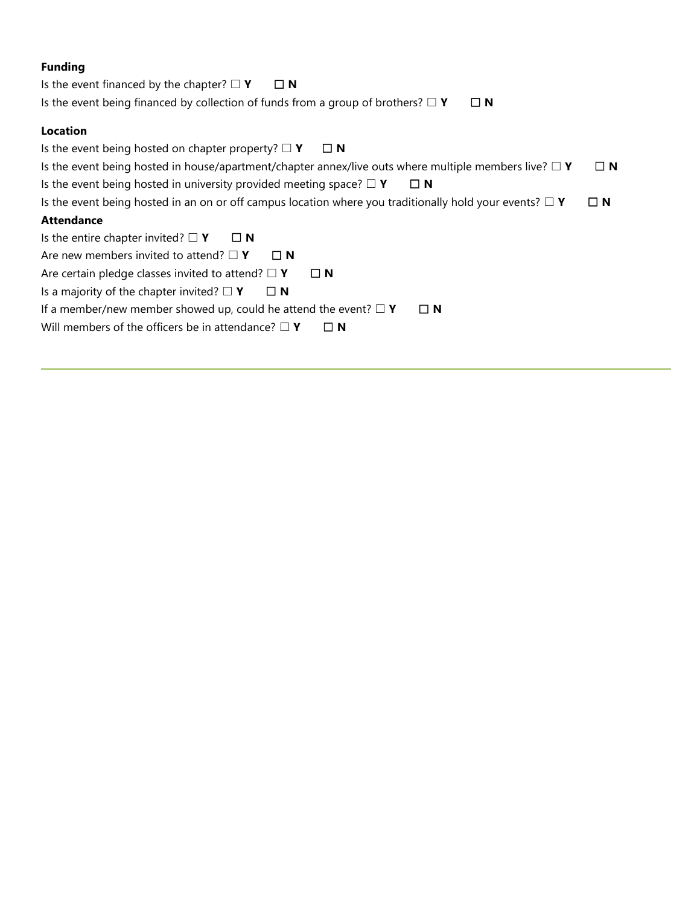**Funding**

Is the event financed by the chapter? ☐ **Y** ☐ **N**

Is the event being financed by collection of funds from a group of brothers? ☐ **Y** ☐ **N**

**Location**

Is the event being hosted on chapter property? ☐ **Y** ☐ **N**

Is the event being hosted in house/apartment/chapter annex/live outs where multiple members live? ☐ **Y** ☐ **N**

Is the event being hosted in university provided meeting space? ☐ **Y** ☐ **N**

Is the event being hosted in an on or off campus location where you traditionally hold your events? ☐ **Y** ☐ **N**

**Attendance**

Is the entire chapter invited? ☐ **Y** ☐ **N**

Are new members invited to attend? ☐ **Y** ☐ **N**

Are certain pledge classes invited to attend? ☐ **Y** ☐ **N**

Is a majority of the chapter invited? ☐ **Y** ☐ **N**

If a member/new member showed up, could he attend the event? ☐ **Y** ☐ **N**

Will members of the officers be in attendance? ☐ **Y** ☐ **N**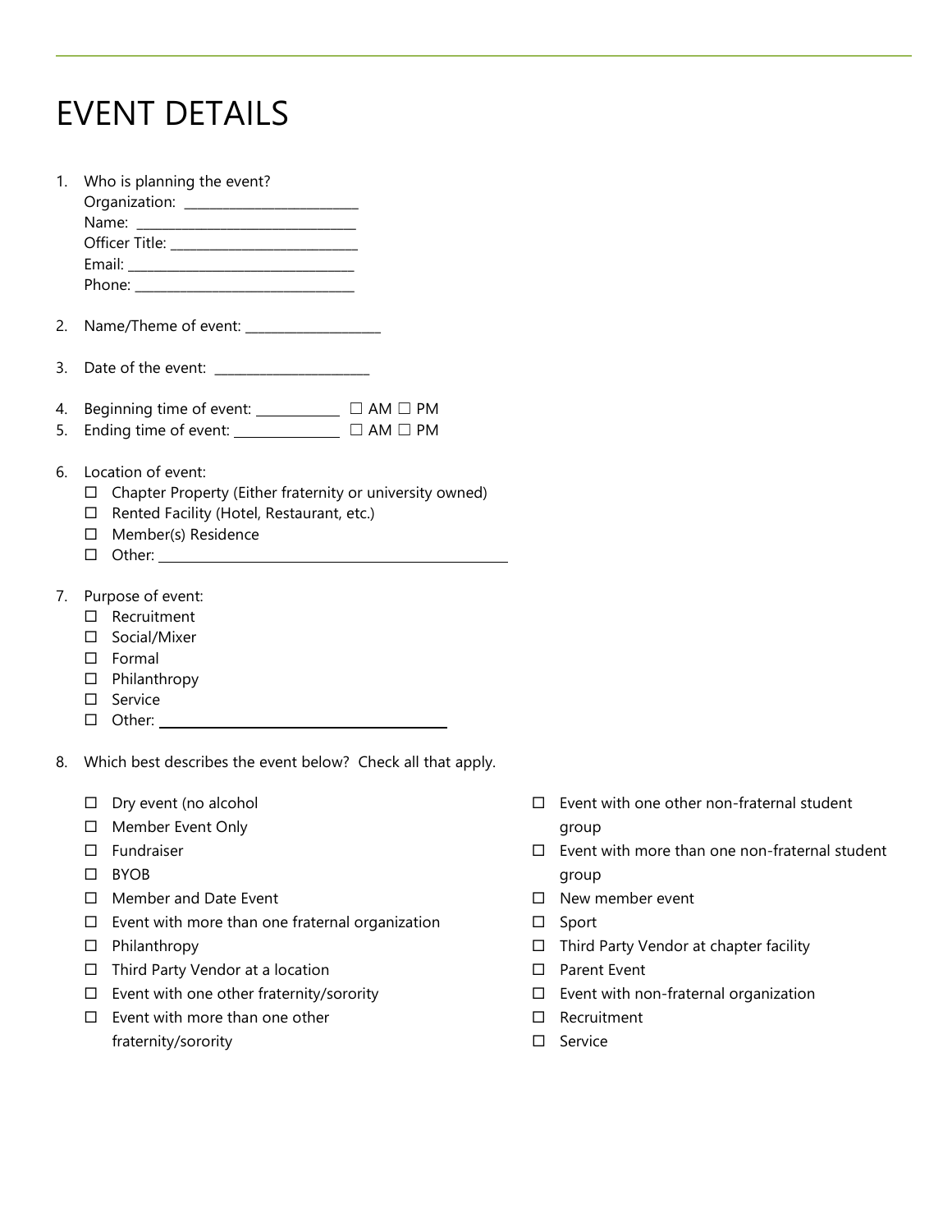# EVENT DETAILS

1. Who is planning the event?
   Organization: _______________________
   Name: _____________________________
   Officer Title: ________________________
   Email: ______________________________
   Phone: _____________________________

2. Name/Theme of event: __________________

3. Date of the event: _____________________

4. Beginning time of event: ___________ ☐ AM ☐ PM
5. Ending time of event: ______________ ☐ AM ☐ PM

6. Location of event:
   - ☐ Chapter Property (Either fraternity or university owned)
   - ☐ Rented Facility (Hotel, Restaurant, etc.)
   - ☐ Member(s) Residence
   - ☐ Other: ________________________________________

7. Purpose of event:
   - ☐ Recruitment
   - ☐ Social/Mixer
   - ☐ Formal
   - ☐ Philanthropy
   - ☐ Service
   - ☐ Other: ________________________________

8. Which best describes the event below? Check all that apply.

   - ☐ Dry event (no alcohol
   - ☐ Member Event Only
   - ☐ Fundraiser
   - ☐ BYOB
   - ☐ Member and Date Event
   - ☐ Event with more than one fraternal organization
   - ☐ Philanthropy
   - ☐ Third Party Vendor at a location
   - ☐ Event with one other fraternity/sorority
   - ☐ Event with more than one other fraternity/sorority
   - ☐ Event with one other non-fraternal student group
   - ☐ Event with more than one non-fraternal student group
   - ☐ New member event
   - ☐ Sport
   - ☐ Third Party Vendor at chapter facility
   - ☐ Parent Event
   - ☐ Event with non-fraternal organization
   - ☐ Recruitment
   - ☐ Service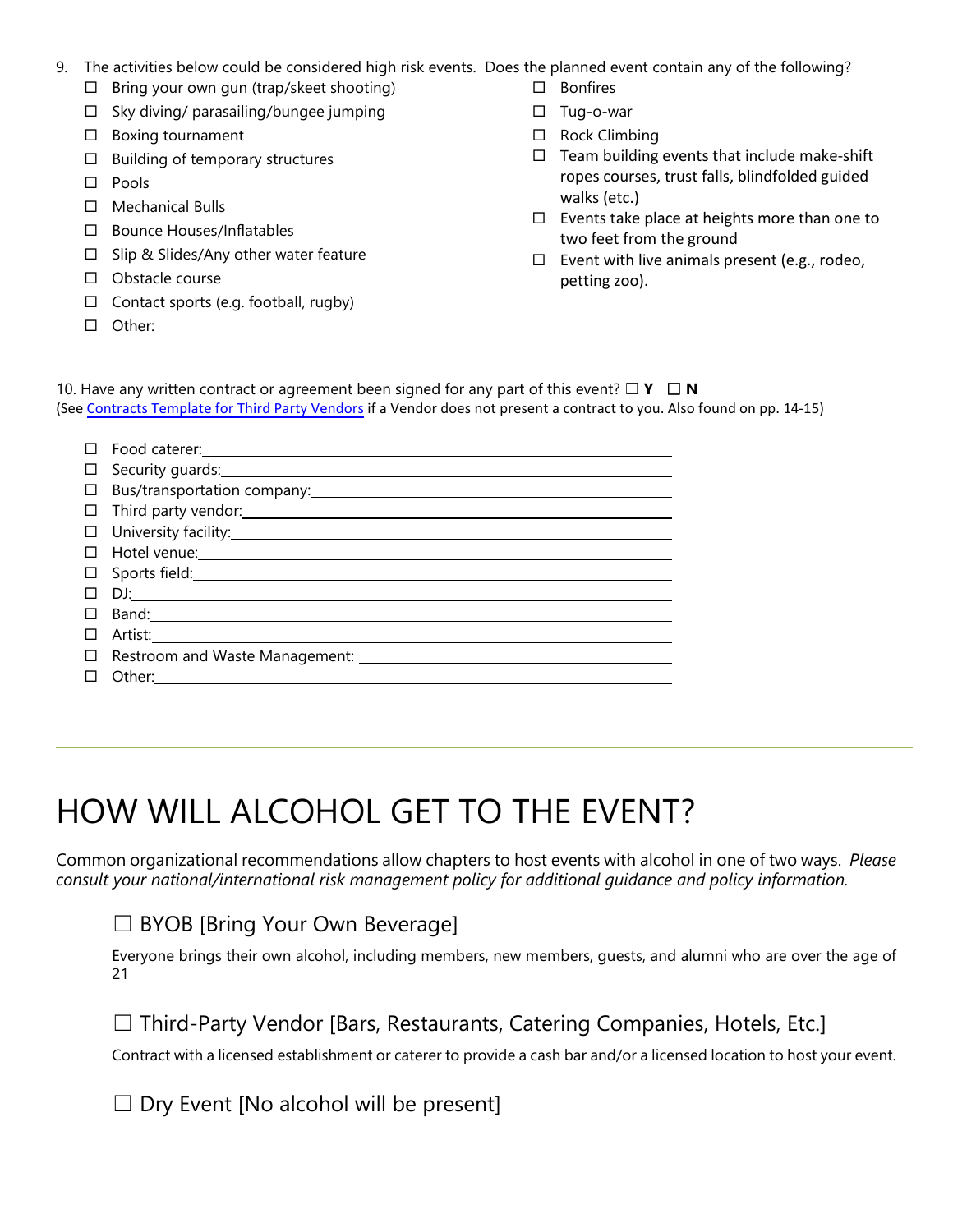9. The activities below could be considered high risk events. Does the planned event contain any of the following?
   - ☐ Bring your own gun (trap/skeet shooting)
   - ☐ Sky diving/ parasailing/bungee jumping
   - ☐ Boxing tournament
   - ☐ Building of temporary structures
   - ☐ Pools
   - ☐ Mechanical Bulls
   - ☐ Bounce Houses/Inflatables
   - ☐ Slip & Slides/Any other water feature
   - ☐ Obstacle course
   - ☐ Contact sports (e.g. football, rugby)
   - ☐ Other: ______________________________
   - ☐ Bonfires
   - ☐ Tug-o-war
   - ☐ Rock Climbing
   - ☐ Team building events that include make-shift ropes courses, trust falls, blindfolded guided walks (etc.)
   - ☐ Events take place at heights more than one to two feet from the ground
   - ☐ Event with live animals present (e.g., rodeo, petting zoo).

10. Have any written contract or agreement been signed for any part of this event? ☐ **Y** ☐ **N**
(See Contracts Template for Third Party Vendors if a Vendor does not present a contract to you. Also found on pp. 14-15)

- ☐ Food caterer: ______________________________
- ☐ Security guards: ______________________________
- ☐ Bus/transportation company: ______________________________
- ☐ Third party vendor: ______________________________
- ☐ University facility: ______________________________
- ☐ Hotel venue: ______________________________
- ☐ Sports field: ______________________________
- ☐ DJ: ______________________________
- ☐ Band: ______________________________
- ☐ Artist: ______________________________
- ☐ Restroom and Waste Management: ______________________________
- ☐ Other: ______________________________

# HOW WILL ALCOHOL GET TO THE EVENT?

Common organizational recommendations allow chapters to host events with alcohol in one of two ways. *Please consult your national/international risk management policy for additional guidance and policy information.*

## ☐ BYOB [Bring Your Own Beverage]

Everyone brings their own alcohol, including members, new members, guests, and alumni who are over the age of 21

## ☐ Third-Party Vendor [Bars, Restaurants, Catering Companies, Hotels, Etc.]

Contract with a licensed establishment or caterer to provide a cash bar and/or a licensed location to host your event.

## ☐ Dry Event [No alcohol will be present]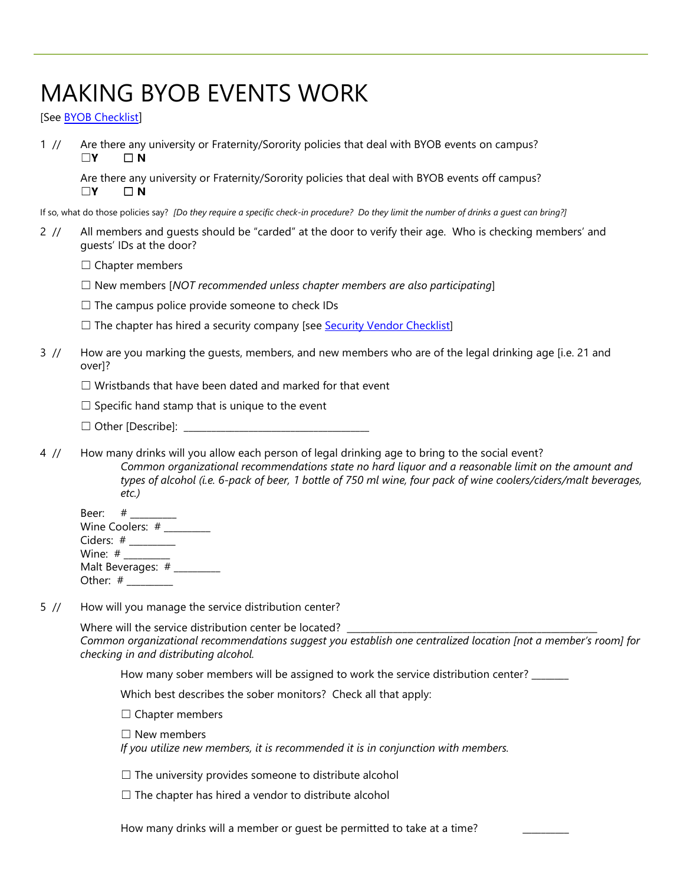# MAKING BYOB EVENTS WORK

[See BYOB Checklist]

1 // Are there any university or Fraternity/Sorority policies that deal with BYOB events on campus?
☐**Y** ☐ **N**

Are there any university or Fraternity/Sorority policies that deal with BYOB events off campus?
☐**Y** ☐ **N**

If so, what do those policies say? *[Do they require a specific check-in procedure? Do they limit the number of drinks a guest can bring?]*

2 // All members and guests should be "carded" at the door to verify their age. Who is checking members' and guests' IDs at the door?

☐ Chapter members

☐ New members [*NOT recommended unless chapter members are also participating*]

☐ The campus police provide someone to check IDs

☐ The chapter has hired a security company [see Security Vendor Checklist]

3 // How are you marking the guests, members, and new members who are of the legal drinking age [i.e. 21 and over]?

☐ Wristbands that have been dated and marked for that event

☐ Specific hand stamp that is unique to the event

☐ Other [Describe]: ___________________________________

4 // How many drinks will you allow each person of legal drinking age to bring to the social event?
*Common organizational recommendations state no hard liquor and a reasonable limit on the amount and types of alcohol (i.e. 6-pack of beer, 1 bottle of 750 ml wine, four pack of wine coolers/ciders/malt beverages, etc.)*

Beer: # _________
Wine Coolers: # _________
Ciders: # _________
Wine: # _________
Malt Beverages: # _________
Other: # _________

5 // How will you manage the service distribution center?

Where will the service distribution center be located? _________________________________________________
*Common organizational recommendations suggest you establish one centralized location [not a member's room] for checking in and distributing alcohol.*

How many sober members will be assigned to work the service distribution center? _______

Which best describes the sober monitors? Check all that apply:

☐ Chapter members

☐ New members
*If you utilize new members, it is recommended it is in conjunction with members.*

☐ The university provides someone to distribute alcohol

☐ The chapter has hired a vendor to distribute alcohol

How many drinks will a member or guest be permitted to take at a time? _________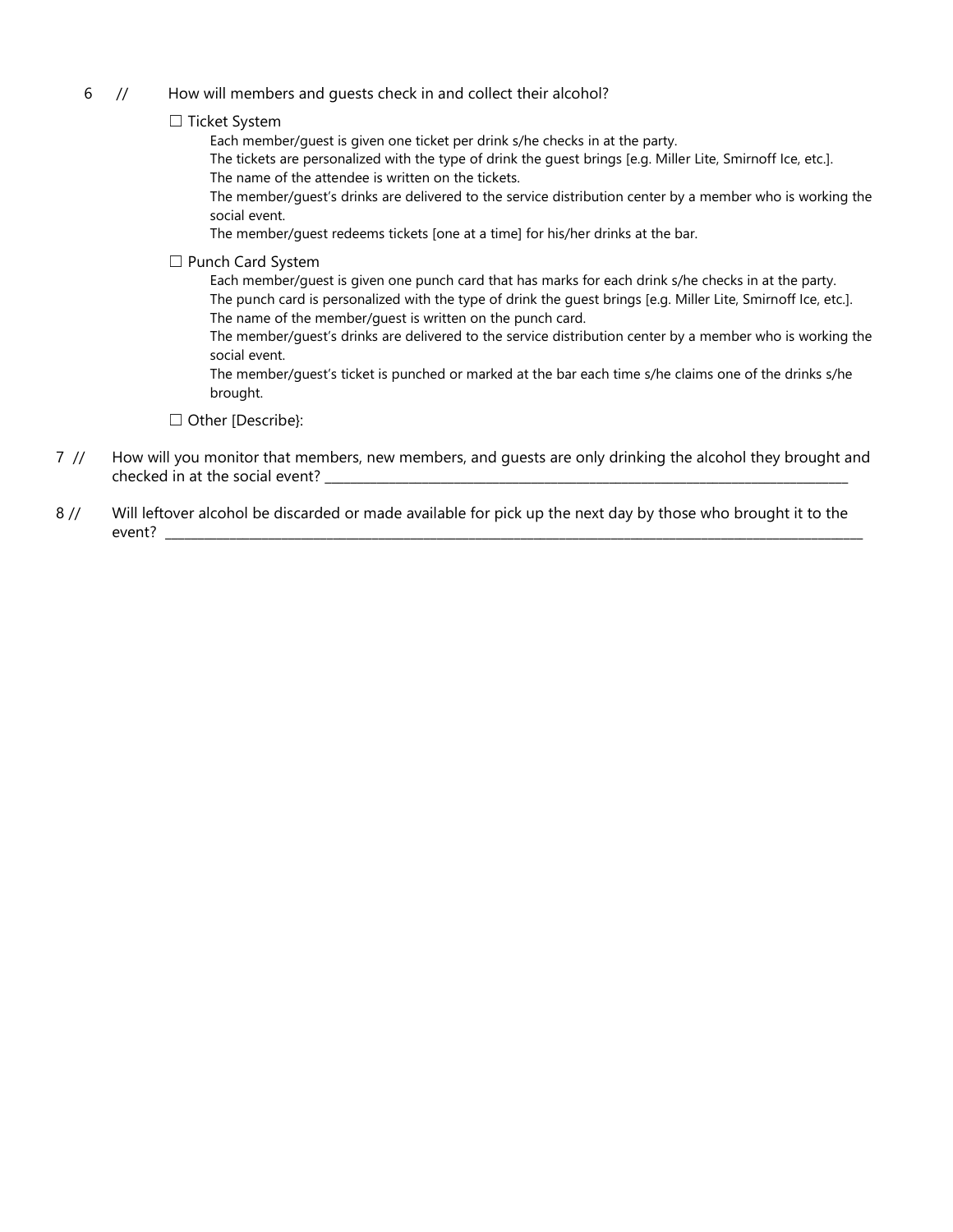6 // How will members and guests check in and collect their alcohol?

☐ Ticket System

Each member/guest is given one ticket per drink s/he checks in at the party.
The tickets are personalized with the type of drink the guest brings [e.g. Miller Lite, Smirnoff Ice, etc.].
The name of the attendee is written on the tickets.
The member/guest's drinks are delivered to the service distribution center by a member who is working the social event.
The member/guest redeems tickets [one at a time] for his/her drinks at the bar.

☐ Punch Card System

Each member/guest is given one punch card that has marks for each drink s/he checks in at the party.
The punch card is personalized with the type of drink the guest brings [e.g. Miller Lite, Smirnoff Ice, etc.].
The name of the member/guest is written on the punch card.
The member/guest's drinks are delivered to the service distribution center by a member who is working the social event.
The member/guest's ticket is punched or marked at the bar each time s/he claims one of the drinks s/he brought.

☐ Other [Describe}:

7 // How will you monitor that members, new members, and guests are only drinking the alcohol they brought and checked in at the social event? ____________________________________________

8 // Will leftover alcohol be discarded or made available for pick up the next day by those who brought it to the event? ____________________________________________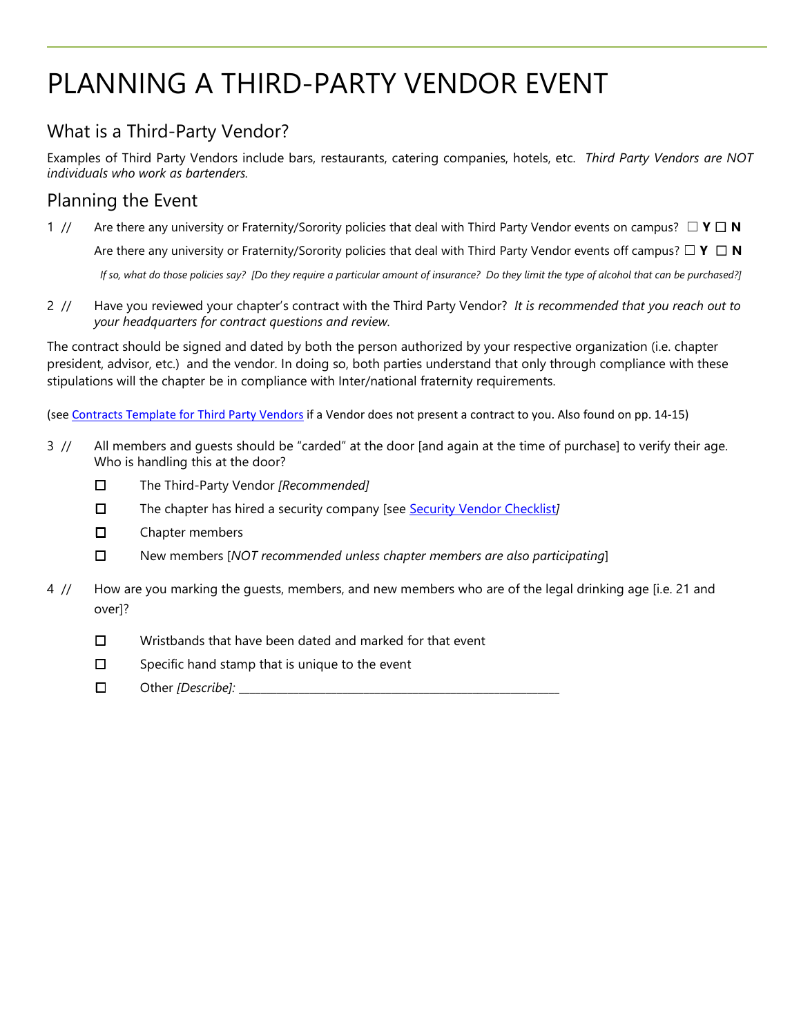# PLANNING A THIRD-PARTY VENDOR EVENT

## What is a Third-Party Vendor?

Examples of Third Party Vendors include bars, restaurants, catering companies, hotels, etc. *Third Party Vendors are NOT individuals who work as bartenders.*

## Planning the Event

1 // Are there any university or Fraternity/Sorority policies that deal with Third Party Vendor events on campus? ☐ **Y** ☐ **N**

Are there any university or Fraternity/Sorority policies that deal with Third Party Vendor events off campus? ☐ **Y** ☐ **N**

*If so, what do those policies say? [Do they require a particular amount of insurance? Do they limit the type of alcohol that can be purchased?]*

2 // Have you reviewed your chapter's contract with the Third Party Vendor? *It is recommended that you reach out to your headquarters for contract questions and review.*

The contract should be signed and dated by both the person authorized by your respective organization (i.e. chapter president, advisor, etc.) and the vendor. In doing so, both parties understand that only through compliance with these stipulations will the chapter be in compliance with Inter/national fraternity requirements.

(see Contracts Template for Third Party Vendors if a Vendor does not present a contract to you. Also found on pp. 14-15)

3 // All members and guests should be "carded" at the door [and again at the time of purchase] to verify their age. Who is handling this at the door?

- ☐ The Third-Party Vendor *[Recommended]*
- ☐ The chapter has hired a security company [see Security Vendor Checklist]
- ☐ Chapter members
- ☐ New members [*NOT recommended unless chapter members are also participating*]

4 // How are you marking the guests, members, and new members who are of the legal drinking age [i.e. 21 and over]?

- ☐ Wristbands that have been dated and marked for that event
- ☐ Specific hand stamp that is unique to the event
- ☐ Other *[Describe]:* ________________________________________________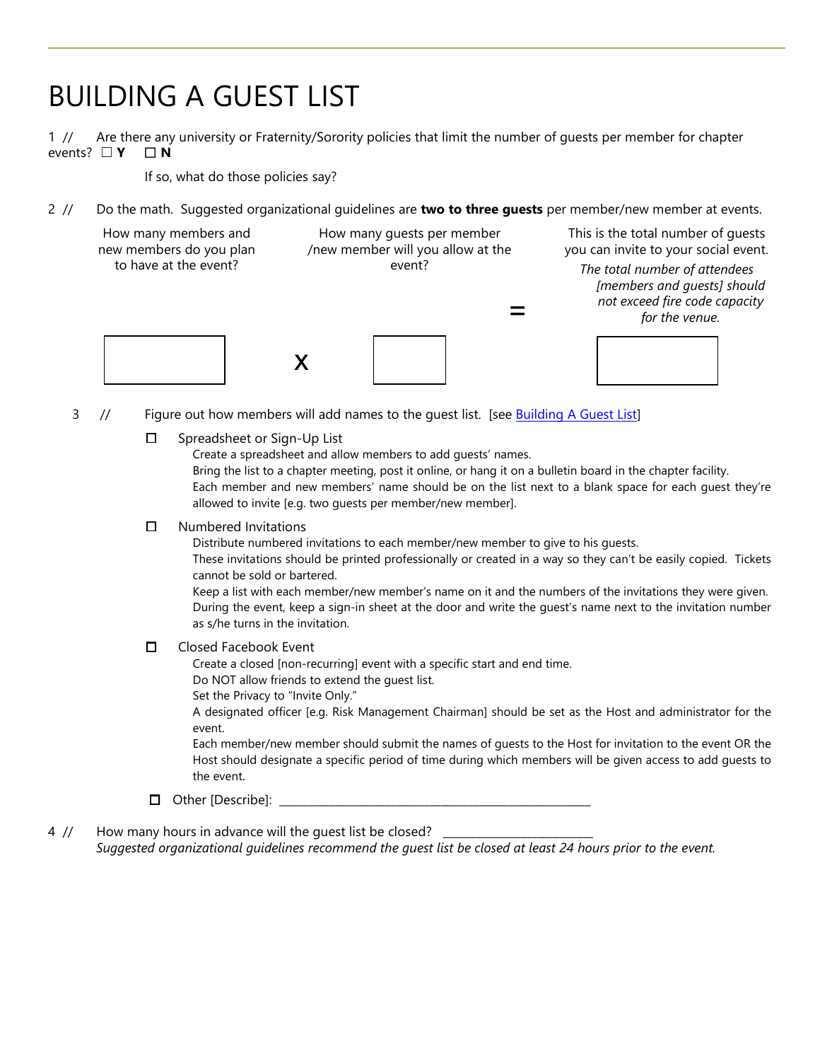# BUILDING A GUEST LIST

1 // Are there any university or Fraternity/Sorority policies that limit the number of guests per member for chapter events? ☐ **Y** ☐ **N**

If so, what do those policies say?

2 // Do the math. Suggested organizational guidelines are **two to three guests** per member/new member at events.

| How many members and new members do you plan to have at the event? | | How many guests per member /new member will you allow at the event? | | This is the total number of guests you can invite to your social event. *The total number of attendees [members and guests] should not exceed fire code capacity for the venue.* |
|---|---|---|---|---|
| ☐ | X | ☐ | = | ☐ |

3 // Figure out how members will add names to the guest list. [see Building A Guest List]

- ☐ Spreadsheet or Sign-Up List
  - Create a spreadsheet and allow members to add guests' names.
  - Bring the list to a chapter meeting, post it online, or hang it on a bulletin board in the chapter facility.
  - Each member and new members' name should be on the list next to a blank space for each guest they're allowed to invite [e.g. two guests per member/new member].
- ☐ Numbered Invitations
  - Distribute numbered invitations to each member/new member to give to his guests.
  - These invitations should be printed professionally or created in a way so they can't be easily copied. Tickets cannot be sold or bartered.
  - Keep a list with each member/new member's name on it and the numbers of the invitations they were given.
  - During the event, keep a sign-in sheet at the door and write the guest's name next to the invitation number as s/he turns in the invitation.
- ☐ Closed Facebook Event
  - Create a closed [non-recurring] event with a specific start and end time.
  - Do NOT allow friends to extend the guest list.
  - Set the Privacy to "Invite Only."
  - A designated officer [e.g. Risk Management Chairman] should be set as the Host and administrator for the event.
  - Each member/new member should submit the names of guests to the Host for invitation to the event OR the Host should designate a specific period of time during which members will be given access to add guests to the event.
- ☐ Other [Describe]: ______________________________________________________

4 // How many hours in advance will the guest list be closed? ________________________

*Suggested organizational guidelines recommend the guest list be closed at least 24 hours prior to the event.*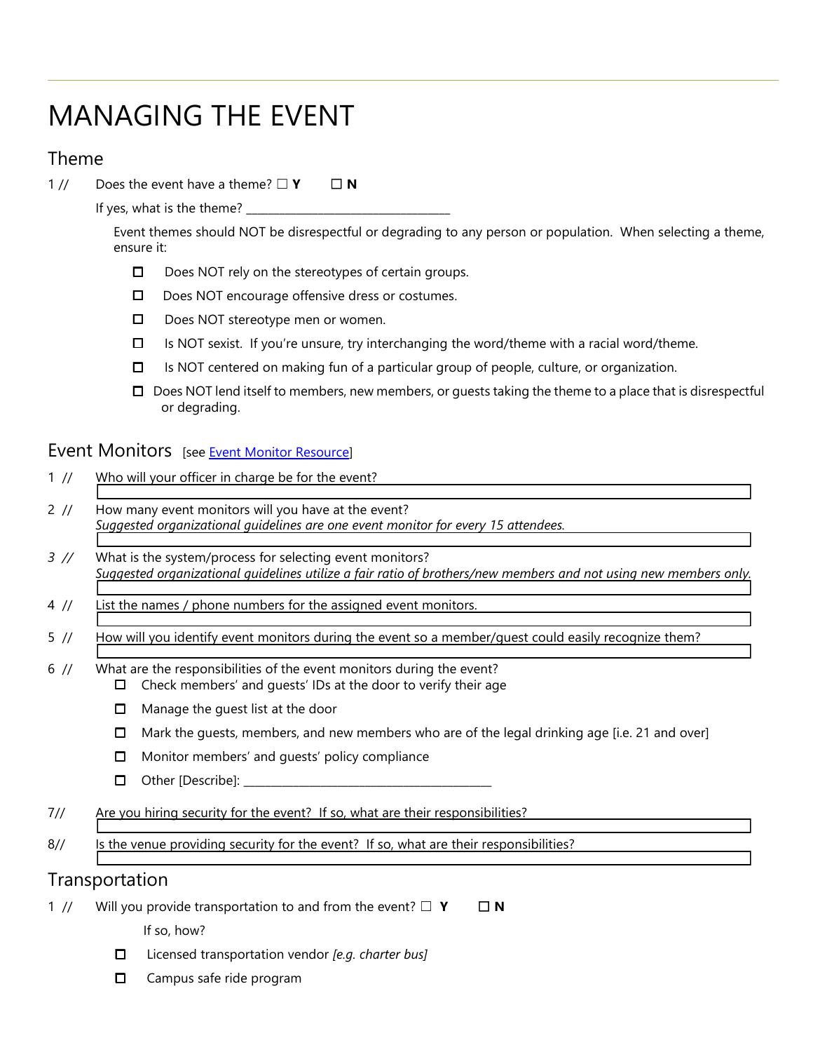# MANAGING THE EVENT

## Theme

1 // Does the event have a theme? ☐ **Y** ☐ **N**

If yes, what is the theme? ________________________________

Event themes should NOT be disrespectful or degrading to any person or population. When selecting a theme, ensure it:

- ☐ Does NOT rely on the stereotypes of certain groups.
- ☐ Does NOT encourage offensive dress or costumes.
- ☐ Does NOT stereotype men or women.
- ☐ Is NOT sexist. If you're unsure, try interchanging the word/theme with a racial word/theme.
- ☐ Is NOT centered on making fun of a particular group of people, culture, or organization.
- ☐ Does NOT lend itself to members, new members, or guests taking the theme to a place that is disrespectful or degrading.

## Event Monitors [see Event Monitor Resource]

1 // Who will your officer in charge be for the event?

2 // How many event monitors will you have at the event?
*Suggested organizational guidelines are one event monitor for every 15 attendees.*

*3 //* What is the system/process for selecting event monitors?
*Suggested organizational guidelines utilize a fair ratio of brothers/new members and not using new members only.*

4 // List the names / phone numbers for the assigned event monitors.

5 // How will you identify event monitors during the event so a member/guest could easily recognize them?

6 // What are the responsibilities of the event monitors during the event?

- ☐ Check members' and guests' IDs at the door to verify their age
- ☐ Manage the guest list at the door
- ☐ Mark the guests, members, and new members who are of the legal drinking age [i.e. 21 and over]
- ☐ Monitor members' and guests' policy compliance
- ☐ Other [Describe]: ________________________________________

7// Are you hiring security for the event? If so, what are their responsibilities?

8// Is the venue providing security for the event? If so, what are their responsibilities?

## Transportation

1 // Will you provide transportation to and from the event? ☐ **Y** ☐ **N**

If so, how?

- ☐ Licensed transportation vendor *[e.g. charter bus]*
- ☐ Campus safe ride program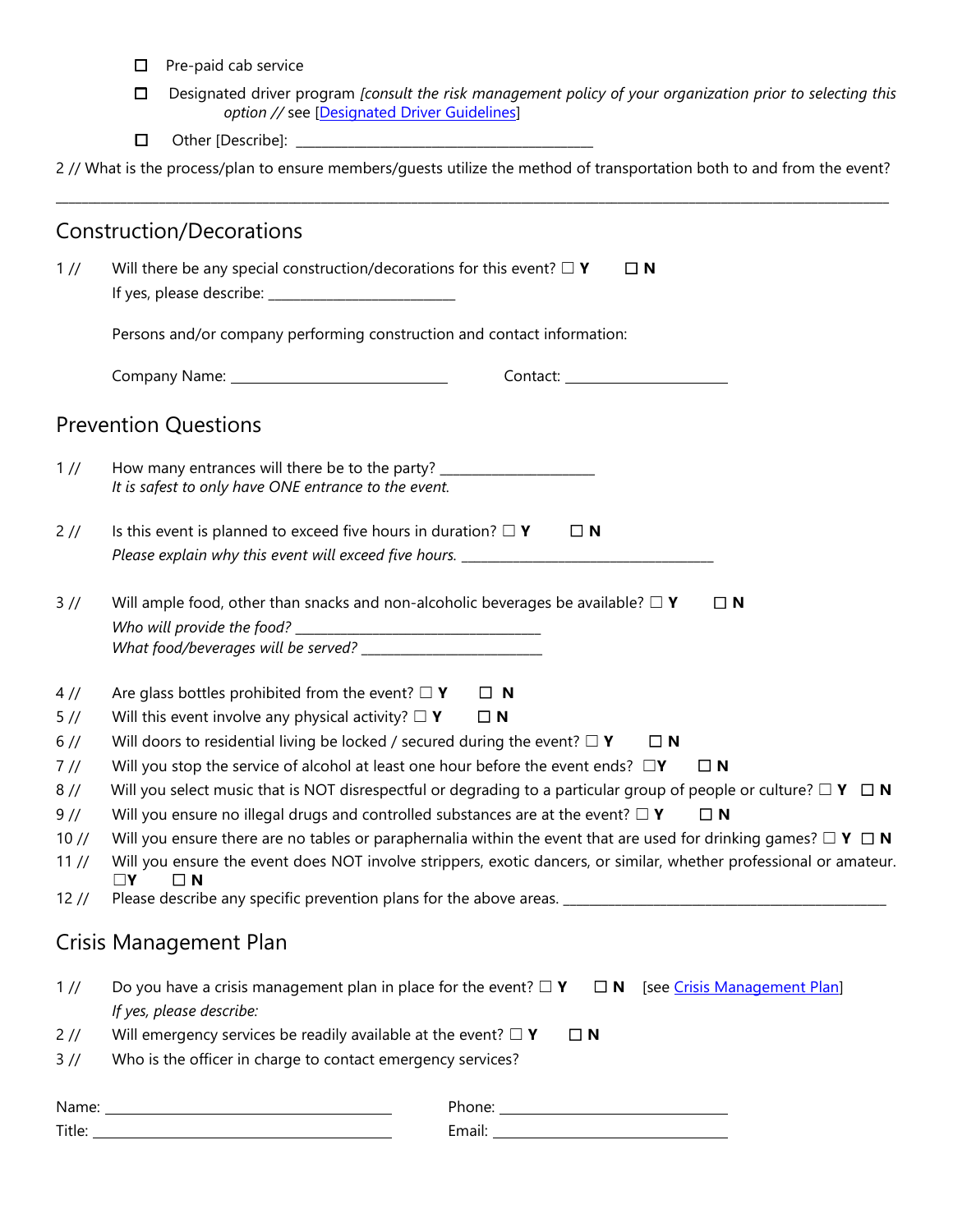- ☐ Pre-paid cab service
- ☐ Designated driver program *[consult the risk management policy of your organization prior to selecting this option //* see [Designated Driver Guidelines]
- ☐ Other [Describe]: ________________________________________

2 // What is the process/plan to ensure members/guests utilize the method of transportation both to and from the event?

________________________________________________________________________________________________

## Construction/Decorations

1 // Will there be any special construction/decorations for this event? ☐ **Y** ☐ **N**
If yes, please describe: __________________________

Persons and/or company performing construction and contact information:

Company Name: ______________________________ Contact: ______________________

## Prevention Questions

1 // How many entrances will there be to the party? _____________________
*It is safest to only have ONE entrance to the event.*

2 // Is this event is planned to exceed five hours in duration? ☐ **Y** ☐ **N**
*Please explain why this event will exceed five hours.* ___________________________________

3 // Will ample food, other than snacks and non-alcoholic beverages be available? ☐ **Y** ☐ **N**
*Who will provide the food?* __________________________________
*What food/beverages will be served?* _________________________

4 // Are glass bottles prohibited from the event? ☐ **Y** ☐ **N**
5 // Will this event involve any physical activity? ☐ **Y** ☐ **N**
6 // Will doors to residential living be locked / secured during the event? ☐ **Y** ☐ **N**
7 // Will you stop the service of alcohol at least one hour before the event ends? ☐**Y** ☐ **N**
8 // Will you select music that is NOT disrespectful or degrading to a particular group of people or culture? ☐ **Y** ☐ **N**
9 // Will you ensure no illegal drugs and controlled substances are at the event? ☐ **Y** ☐ **N**
10 // Will you ensure there are no tables or paraphernalia within the event that are used for drinking games? ☐ **Y** ☐ **N**
11 // Will you ensure the event does NOT involve strippers, exotic dancers, or similar, whether professional or amateur. ☐**Y** ☐ **N**
12 // Please describe any specific prevention plans for the above areas. _____________________________________________

## Crisis Management Plan

1 // Do you have a crisis management plan in place for the event? ☐ **Y** ☐ **N** [see Crisis Management Plan]
*If yes, please describe:*
2 // Will emergency services be readily available at the event? ☐ **Y** ☐ **N**
3 // Who is the officer in charge to contact emergency services?

Name: ________________________________ Phone: ________________________
Title: ________________________________ Email: ________________________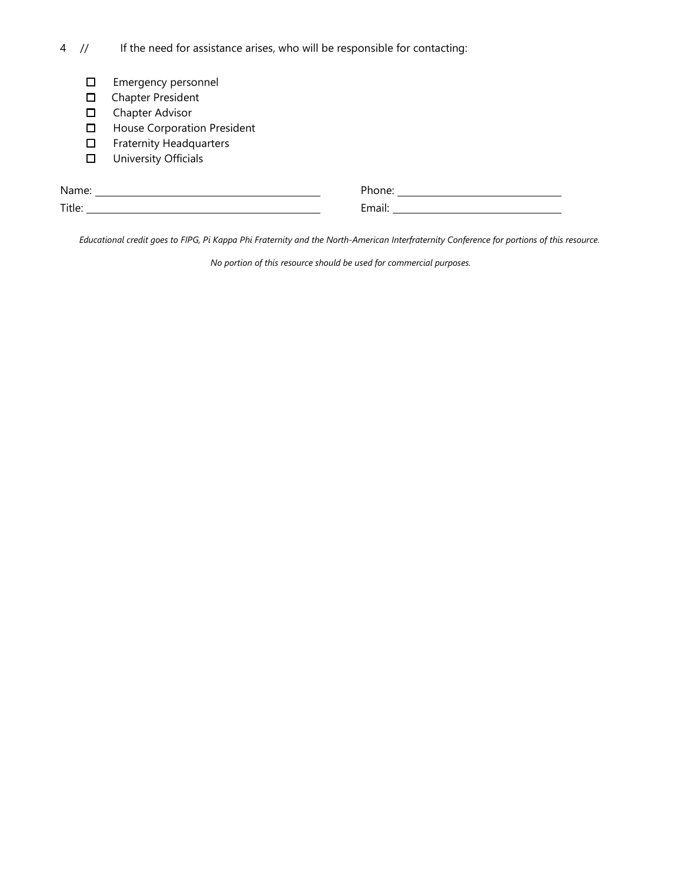4 // If the need for assistance arises, who will be responsible for contacting:

- ☐ Emergency personnel
- ☐ Chapter President
- ☐ Chapter Advisor
- ☐ House Corporation President
- ☐ Fraternity Headquarters
- ☐ University Officials

Name: ______________________________ Phone: ______________________________

Title: ______________________________ Email: ______________________________

*Educational credit goes to FIPG, Pi Kappa Phi Fraternity and the North-American Interfraternity Conference for portions of this resource.*

*No portion of this resource should be used for commercial purposes.*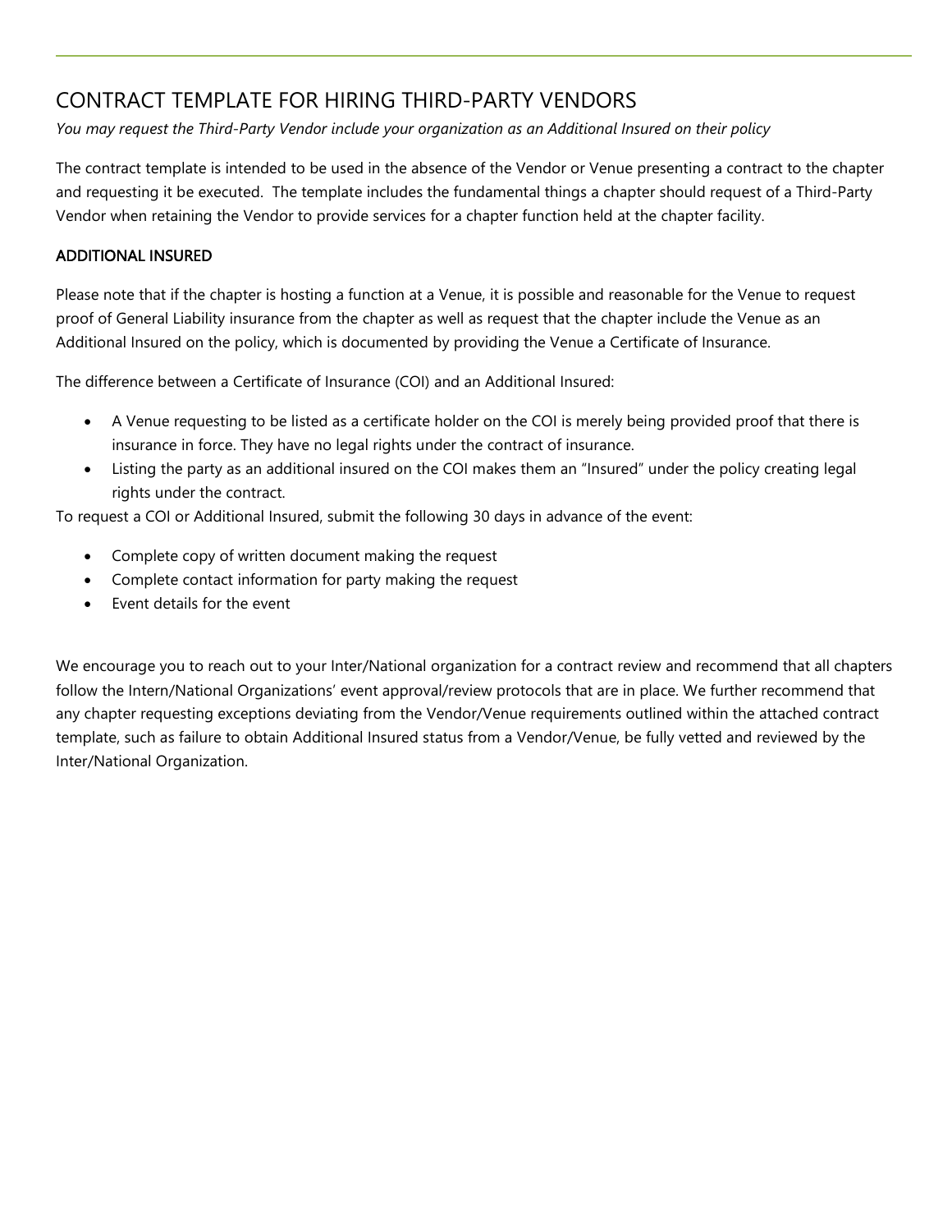# CONTRACT TEMPLATE FOR HIRING THIRD-PARTY VENDORS

*You may request the Third-Party Vendor include your organization as an Additional Insured on their policy*

The contract template is intended to be used in the absence of the Vendor or Venue presenting a contract to the chapter and requesting it be executed. The template includes the fundamental things a chapter should request of a Third-Party Vendor when retaining the Vendor to provide services for a chapter function held at the chapter facility.

## ADDITIONAL INSURED

Please note that if the chapter is hosting a function at a Venue, it is possible and reasonable for the Venue to request proof of General Liability insurance from the chapter as well as request that the chapter include the Venue as an Additional Insured on the policy, which is documented by providing the Venue a Certificate of Insurance.

The difference between a Certificate of Insurance (COI) and an Additional Insured:

- A Venue requesting to be listed as a certificate holder on the COI is merely being provided proof that there is insurance in force. They have no legal rights under the contract of insurance.
- Listing the party as an additional insured on the COI makes them an "Insured" under the policy creating legal rights under the contract.

To request a COI or Additional Insured, submit the following 30 days in advance of the event:

- Complete copy of written document making the request
- Complete contact information for party making the request
- Event details for the event

We encourage you to reach out to your Inter/National organization for a contract review and recommend that all chapters follow the Intern/National Organizations' event approval/review protocols that are in place. We further recommend that any chapter requesting exceptions deviating from the Vendor/Venue requirements outlined within the attached contract template, such as failure to obtain Additional Insured status from a Vendor/Venue, be fully vetted and reviewed by the Inter/National Organization.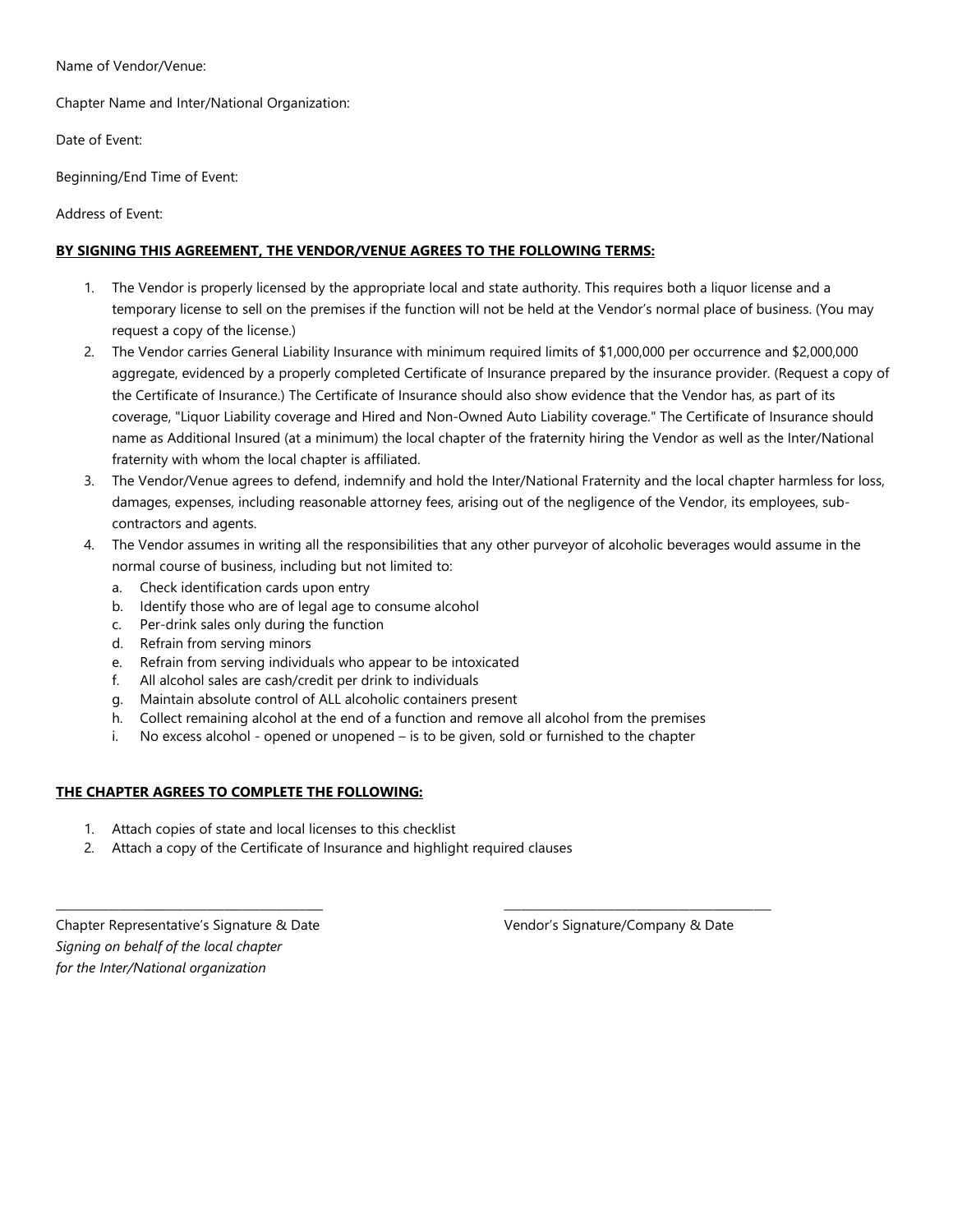Name of Vendor/Venue:

Chapter Name and Inter/National Organization:

Date of Event:

Beginning/End Time of Event:

Address of Event:

**BY SIGNING THIS AGREEMENT, THE VENDOR/VENUE AGREES TO THE FOLLOWING TERMS:**

1. The Vendor is properly licensed by the appropriate local and state authority. This requires both a liquor license and a temporary license to sell on the premises if the function will not be held at the Vendor's normal place of business. (You may request a copy of the license.)
2. The Vendor carries General Liability Insurance with minimum required limits of $1,000,000 per occurrence and $2,000,000 aggregate, evidenced by a properly completed Certificate of Insurance prepared by the insurance provider. (Request a copy of the Certificate of Insurance.) The Certificate of Insurance should also show evidence that the Vendor has, as part of its coverage, "Liquor Liability coverage and Hired and Non-Owned Auto Liability coverage." The Certificate of Insurance should name as Additional Insured (at a minimum) the local chapter of the fraternity hiring the Vendor as well as the Inter/National fraternity with whom the local chapter is affiliated.
3. The Vendor/Venue agrees to defend, indemnify and hold the Inter/National Fraternity and the local chapter harmless for loss, damages, expenses, including reasonable attorney fees, arising out of the negligence of the Vendor, its employees, sub-contractors and agents.
4. The Vendor assumes in writing all the responsibilities that any other purveyor of alcoholic beverages would assume in the normal course of business, including but not limited to:
   a. Check identification cards upon entry
   b. Identify those who are of legal age to consume alcohol
   c. Per-drink sales only during the function
   d. Refrain from serving minors
   e. Refrain from serving individuals who appear to be intoxicated
   f. All alcohol sales are cash/credit per drink to individuals
   g. Maintain absolute control of ALL alcoholic containers present
   h. Collect remaining alcohol at the end of a function and remove all alcohol from the premises
   i. No excess alcohol - opened or unopened – is to be given, sold or furnished to the chapter

**THE CHAPTER AGREES TO COMPLETE THE FOLLOWING:**

1. Attach copies of state and local licenses to this checklist
2. Attach a copy of the Certificate of Insurance and highlight required clauses

\_\_\_\_\_\_\_\_\_\_\_\_\_\_\_\_\_\_\_\_\_\_\_\_\_\_\_\_\_\_\_\_\_\_\_\_\_\_\_\_\_\_\_\_

Chapter Representative's Signature & Date
*Signing on behalf of the local chapter*
*for the Inter/National organization*

\_\_\_\_\_\_\_\_\_\_\_\_\_\_\_\_\_\_\_\_\_\_\_\_\_\_\_\_\_\_\_\_\_\_\_\_\_\_\_\_\_\_\_\_

Vendor's Signature/Company & Date